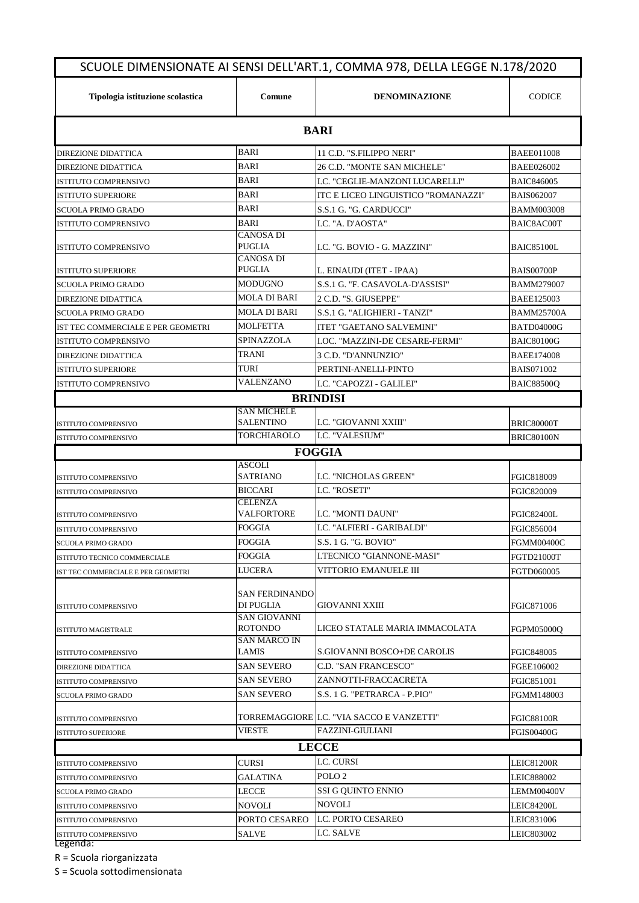# SCUOLE DIMENSIONATE AI SENSI DELL'ART.1, COMMA 978, DELLA LEGGE N.178/2020

| Tipologia istituzione scolastica | Comune | DENOMINAZIONE | CODICE |
|---|---|---|---|
| **BARI** | | | |
| DIREZIONE DIDATTICA | BARI | 11 C.D. "S.FILIPPO NERI" | BAEE011008 |
| DIREZIONE DIDATTICA | BARI | 26 C.D. "MONTE SAN MICHELE" | BAEE026002 |
| ISTITUTO COMPRENSIVO | BARI | I.C. "CEGLIE-MANZONI LUCARELLI" | BAIC846005 |
| ISTITUTO SUPERIORE | BARI | ITC E LICEO LINGUISTICO "ROMANAZZI" | BAIS062007 |
| SCUOLA PRIMO GRADO | BARI | S.S.1 G. "G. CARDUCCI" | BAMM003008 |
| ISTITUTO COMPRENSIVO | BARI | I.C. "A. D'AOSTA" | BAIC8AC00T |
| ISTITUTO COMPRENSIVO | CANOSA DI PUGLIA | I.C. "G. BOVIO - G. MAZZINI" | BAIC85100L |
| ISTITUTO SUPERIORE | CANOSA DI PUGLIA | L. EINAUDI (ITET - IPAA) | BAIS00700P |
| SCUOLA PRIMO GRADO | MODUGNO | S.S.1 G. "F. CASAVOLA-D'ASSISI" | BAMM279007 |
| DIREZIONE DIDATTICA | MOLA DI BARI | 2 C.D. "S. GIUSEPPE" | BAEE125003 |
| SCUOLA PRIMO GRADO | MOLA DI BARI | S.S.1 G. "ALIGHIERI - TANZI" | BAMM25700A |
| IST TEC COMMERCIALE E PER GEOMETRI | MOLFETTA | ITET "GAETANO SALVEMINI" | BATD04000G |
| ISTITUTO COMPRENSIVO | SPINAZZOLA | I.OC. "MAZZINI-DE CESARE-FERMI" | BAIC80100G |
| DIREZIONE DIDATTICA | TRANI | 3 C.D. "D'ANNUNZIO" | BAEE174008 |
| ISTITUTO SUPERIORE | TURI | PERTINI-ANELLI-PINTO | BAIS071002 |
| ISTITUTO COMPRENSIVO | VALENZANO | I.C. "CAPOZZI - GALILEI" | BAIC88500Q |
| **BRINDISI** | | | |
| ISTITUTO COMPRENSIVO | SAN MICHELE SALENTINO | I.C. "GIOVANNI XXIII" | BRIC80000T |
| ISTITUTO COMPRENSIVO | TORCHIAROLO | I.C. "VALESIUM" | BRIC80100N |
| **FOGGIA** | | | |
| ISTITUTO COMPRENSIVO | ASCOLI SATRIANO | I.C. "NICHOLAS GREEN" | FGIC818009 |
| ISTITUTO COMPRENSIVO | BICCARI | I.C. "ROSETI" | FGIC820009 |
| ISTITUTO COMPRENSIVO | CELENZA VALFORTORE | I.C. "MONTI DAUNI" | FGIC82400L |
| ISTITUTO COMPRENSIVO | FOGGIA | I.C. "ALFIERI - GARIBALDI" | FGIC856004 |
| SCUOLA PRIMO GRADO | FOGGIA | S.S. 1 G. "G. BOVIO" | FGMM00400C |
| ISTITUTO TECNICO COMMERCIALE | FOGGIA | I.TECNICO "GIANNONE-MASI" | FGTD21000T |
| IST TEC COMMERCIALE E PER GEOMETRI | LUCERA | VITTORIO EMANUELE III | FGTD060005 |
| ISTITUTO COMPRENSIVO | SAN FERDINANDO DI PUGLIA | GIOVANNI XXIII | FGIC871006 |
| ISTITUTO MAGISTRALE | SAN GIOVANNI ROTONDO | LICEO STATALE MARIA IMMACOLATA | FGPM05000Q |
| ISTITUTO COMPRENSIVO | SAN MARCO IN LAMIS | S.GIOVANNI BOSCO+DE CAROLIS | FGIC848005 |
| DIREZIONE DIDATTICA | SAN SEVERO | C.D. "SAN FRANCESCO" | FGEE106002 |
| ISTITUTO COMPRENSIVO | SAN SEVERO | ZANNOTTI-FRACCACRETA | FGIC851001 |
| SCUOLA PRIMO GRADO | SAN SEVERO | S.S. 1 G. "PETRARCA - P.PIO" | FGMM148003 |
| ISTITUTO COMPRENSIVO | TORREMAGGIORE | I.C. "VIA SACCO E VANZETTI" | FGIC88100R |
| ISTITUTO SUPERIORE | VIESTE | FAZZINI-GIULIANI | FGIS00400G |
| **LECCE** | | | |
| ISTITUTO COMPRENSIVO | CURSI | I.C. CURSI | LEIC81200R |
| ISTITUTO COMPRENSIVO | GALATINA | POLO 2 | LEIC888002 |
| SCUOLA PRIMO GRADO | LECCE | SSI G QUINTO ENNIO | LEMM00400V |
| ISTITUTO COMPRENSIVO | NOVOLI | NOVOLI | LEIC84200L |
| ISTITUTO COMPRENSIVO | PORTO CESAREO | I.C. PORTO CESAREO | LEIC831006 |
| ISTITUTO COMPRENSIVO | SALVE | I.C. SALVE | LEIC803002 |

Legenda:

R = Scuola riorganizzata

S = Scuola sottodimensionata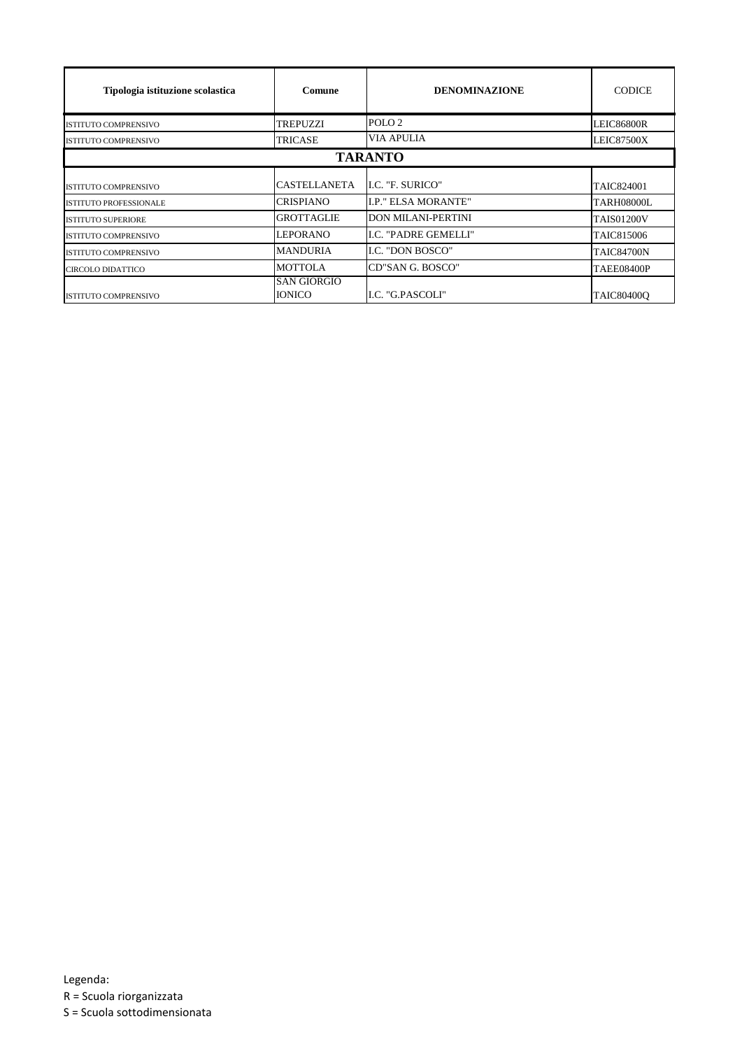| Tipologia istituzione scolastica | Comune | DENOMINAZIONE | CODICE |
|---|---|---|---|
| ISTITUTO COMPRENSIVO | TREPUZZI | POLO 2 | LEIC86800R |
| ISTITUTO COMPRENSIVO | TRICASE | VIA APULIA | LEIC87500X |
| **TARANTO** | | | |
| ISTITUTO COMPRENSIVO | CASTELLANETA | I.C. "F. SURICO" | TAIC824001 |
| ISTITUTO PROFESSIONALE | CRISPIANO | I.P." ELSA MORANTE" | TARH08000L |
| ISTITUTO SUPERIORE | GROTTAGLIE | DON MILANI-PERTINI | TAIS01200V |
| ISTITUTO COMPRENSIVO | LEPORANO | I.C. "PADRE GEMELLI" | TAIC815006 |
| ISTITUTO COMPRENSIVO | MANDURIA | I.C. "DON BOSCO" | TAIC84700N |
| CIRCOLO DIDATTICO | MOTTOLA | CD"SAN G. BOSCO" | TAEE08400P |
| ISTITUTO COMPRENSIVO | SAN GIORGIO IONICO | I.C. "G.PASCOLI" | TAIC80400Q |

Legenda:
R = Scuola riorganizzata
S = Scuola sottodimensionata